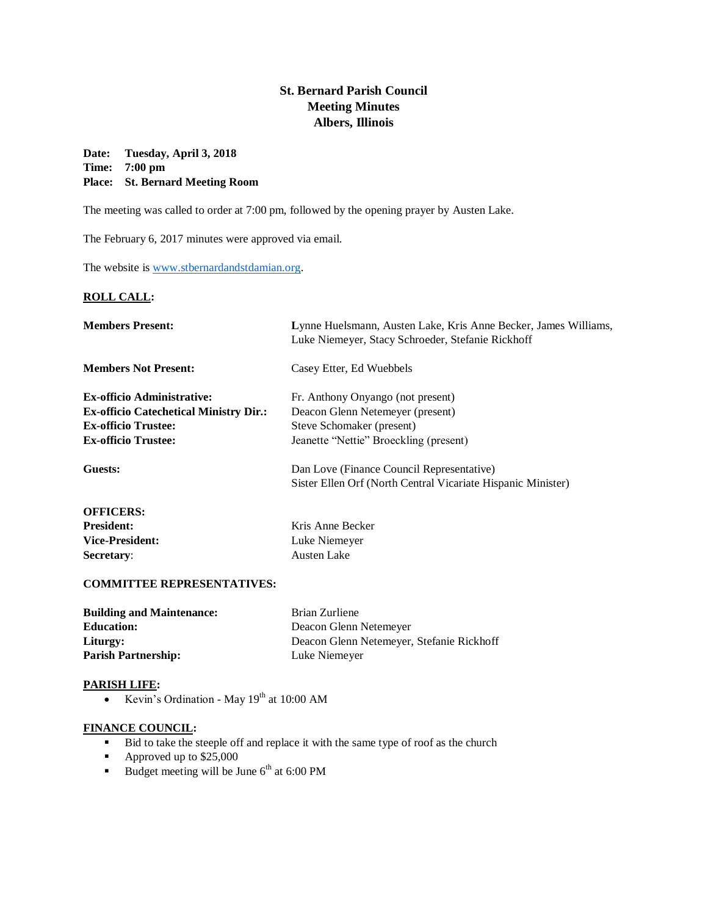# St. Bernard Parish Council
## Meeting Minutes
## Albers, Illinois

**Date:** **Tuesday, April 3, 2018**
**Time:** **7:00 pm**
**Place:** **St. Bernard Meeting Room**

The meeting was called to order at 7:00 pm, followed by the opening prayer by Austen Lake.

The February 6, 2017 minutes were approved via email.

The website is www.stbernardandstdamian.org.

**ROLL CALL:**

| | |
|---|---|
| **Members Present:** | Lynne Huelsmann, Austen Lake, Kris Anne Becker, James Williams, Luke Niemeyer, Stacy Schroeder, Stefanie Rickhoff |
| **Members Not Present:** | Casey Etter, Ed Wuebbels |
| **Ex-officio Administrative:** | Fr. Anthony Onyango (not present) |
| **Ex-officio Catechetical Ministry Dir.:** | Deacon Glenn Netemeyer (present) |
| **Ex-officio Trustee:** | Steve Schomaker (present) |
| **Ex-officio Trustee:** | Jeanette "Nettie" Broeckling (present) |
| **Guests:** | Dan Love (Finance Council Representative)<br>Sister Ellen Orf (North Central Vicariate Hispanic Minister) |

**OFFICERS:**

| | |
|---|---|
| **President:** | Kris Anne Becker |
| **Vice-President:** | Luke Niemeyer |
| **Secretary**: | Austen Lake |

**COMMITTEE REPRESENTATIVES:**

| | |
|---|---|
| **Building and Maintenance:** | Brian Zurliene |
| **Education:** | Deacon Glenn Netemeyer |
| **Liturgy:** | Deacon Glenn Netemeyer, Stefanie Rickhoff |
| **Parish Partnership:** | Luke Niemeyer |

**PARISH LIFE:**

- Kevin's Ordination - May 19th at 10:00 AM

**FINANCE COUNCIL:**

- Bid to take the steeple off and replace it with the same type of roof as the church
- Approved up to $25,000
- Budget meeting will be June 6th at 6:00 PM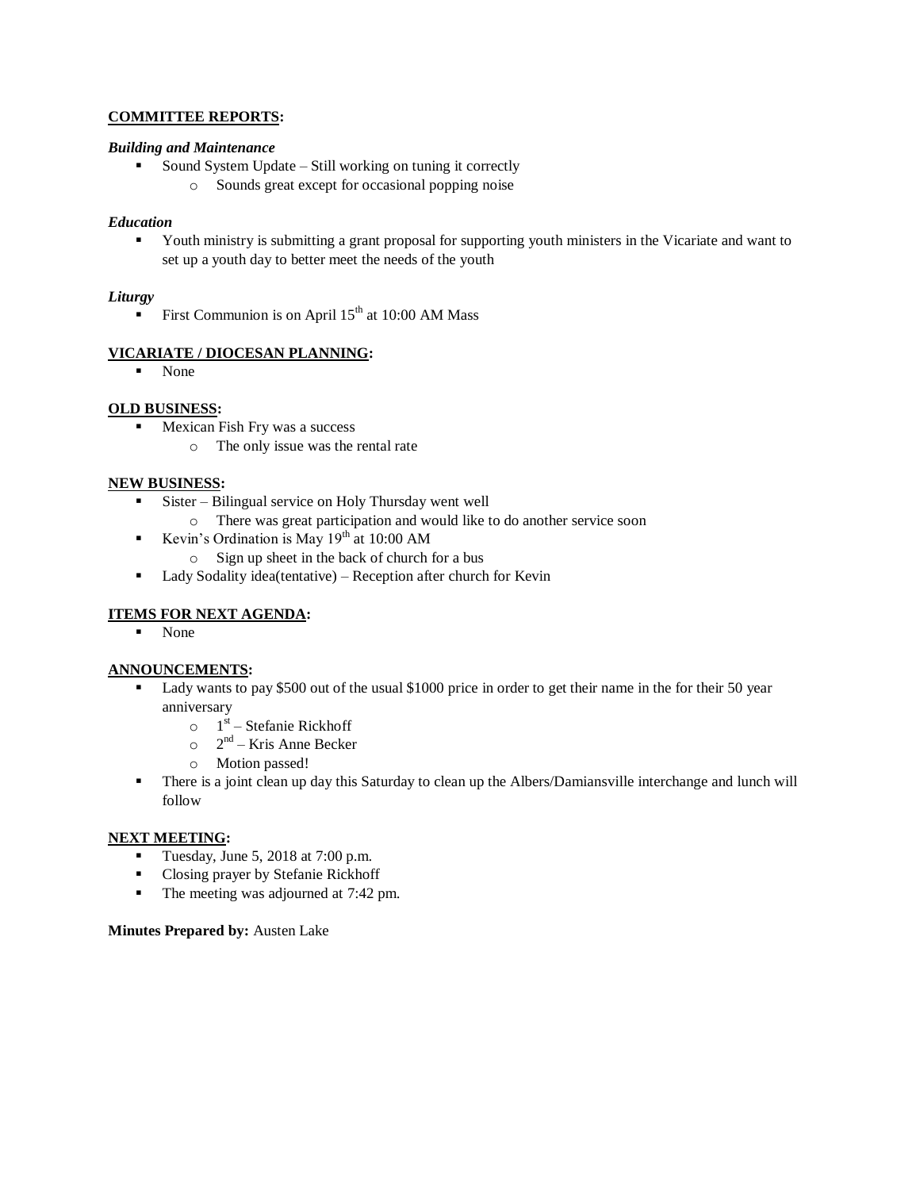**COMMITTEE REPORTS:**

***Building and Maintenance***

- Sound System Update – Still working on tuning it correctly
  - Sounds great except for occasional popping noise

***Education***

- Youth ministry is submitting a grant proposal for supporting youth ministers in the Vicariate and want to set up a youth day to better meet the needs of the youth

***Liturgy***

- First Communion is on April 15th at 10:00 AM Mass

**VICARIATE / DIOCESAN PLANNING:**

- None

**OLD BUSINESS:**

- Mexican Fish Fry was a success
  - The only issue was the rental rate

**NEW BUSINESS:**

- Sister – Bilingual service on Holy Thursday went well
  - There was great participation and would like to do another service soon
- Kevin's Ordination is May 19th at 10:00 AM
  - Sign up sheet in the back of church for a bus
- Lady Sodality idea(tentative) – Reception after church for Kevin

**ITEMS FOR NEXT AGENDA:**

- None

**ANNOUNCEMENTS:**

- Lady wants to pay $500 out of the usual $1000 price in order to get their name in the for their 50 year anniversary
  - 1st – Stefanie Rickhoff
  - 2nd – Kris Anne Becker
  - Motion passed!
- There is a joint clean up day this Saturday to clean up the Albers/Damiansville interchange and lunch will follow

**NEXT MEETING:**

- Tuesday, June 5, 2018 at 7:00 p.m.
- Closing prayer by Stefanie Rickhoff
- The meeting was adjourned at 7:42 pm.

**Minutes Prepared by:** Austen Lake